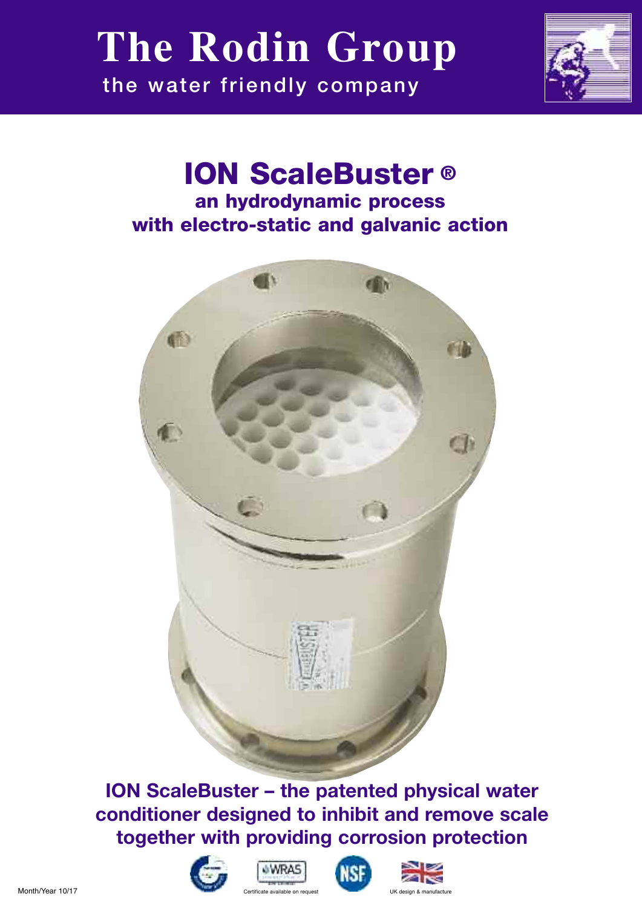# The Rodin Group

the water friendly company

## ION ScaleBuster ®

**an hydrodynamic process with electro-static and galvanic action**

**ION ScaleBuster – the patented physical water conditioner designed to inhibit and remove scale together with providing corrosion protection**

Month/Year 10/17

Certificate available on request

UK design & manufacture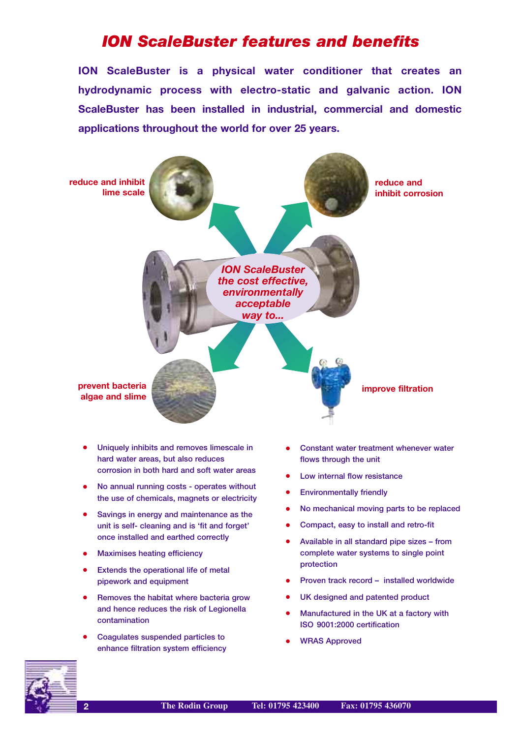# ION ScaleBuster features and benefits

**ION ScaleBuster is a physical water conditioner that creates an hydrodynamic process with electro-static and galvanic action. ION ScaleBuster has been installed in industrial, commercial and domestic applications throughout the world for over 25 years.**

*ION ScaleBuster the cost effective, environmentally acceptable way to...*

- reduce and inhibit lime scale
- reduce and inhibit corrosion
- prevent bacteria algae and slime
- improve filtration

- Uniquely inhibits and removes limescale in hard water areas, but also reduces corrosion in both hard and soft water areas
- No annual running costs - operates without the use of chemicals, magnets or electricity
- Savings in energy and maintenance as the unit is self- cleaning and is 'fit and forget' once installed and earthed correctly
- Maximises heating efficiency
- Extends the operational life of metal pipework and equipment
- Removes the habitat where bacteria grow and hence reduces the risk of Legionella contamination
- Coagulates suspended particles to enhance filtration system efficiency
- Constant water treatment whenever water flows through the unit
- Low internal flow resistance
- Environmentally friendly
- No mechanical moving parts to be replaced
- Compact, easy to install and retro-fit
- Available in all standard pipe sizes – from complete water systems to single point protection
- Proven track record – installed worldwide
- UK designed and patented product
- Manufactured in the UK at a factory with ISO 9001:2000 certification
- WRAS Approved

The Rodin Group Tel: 01795 423400 Fax: 01795 436070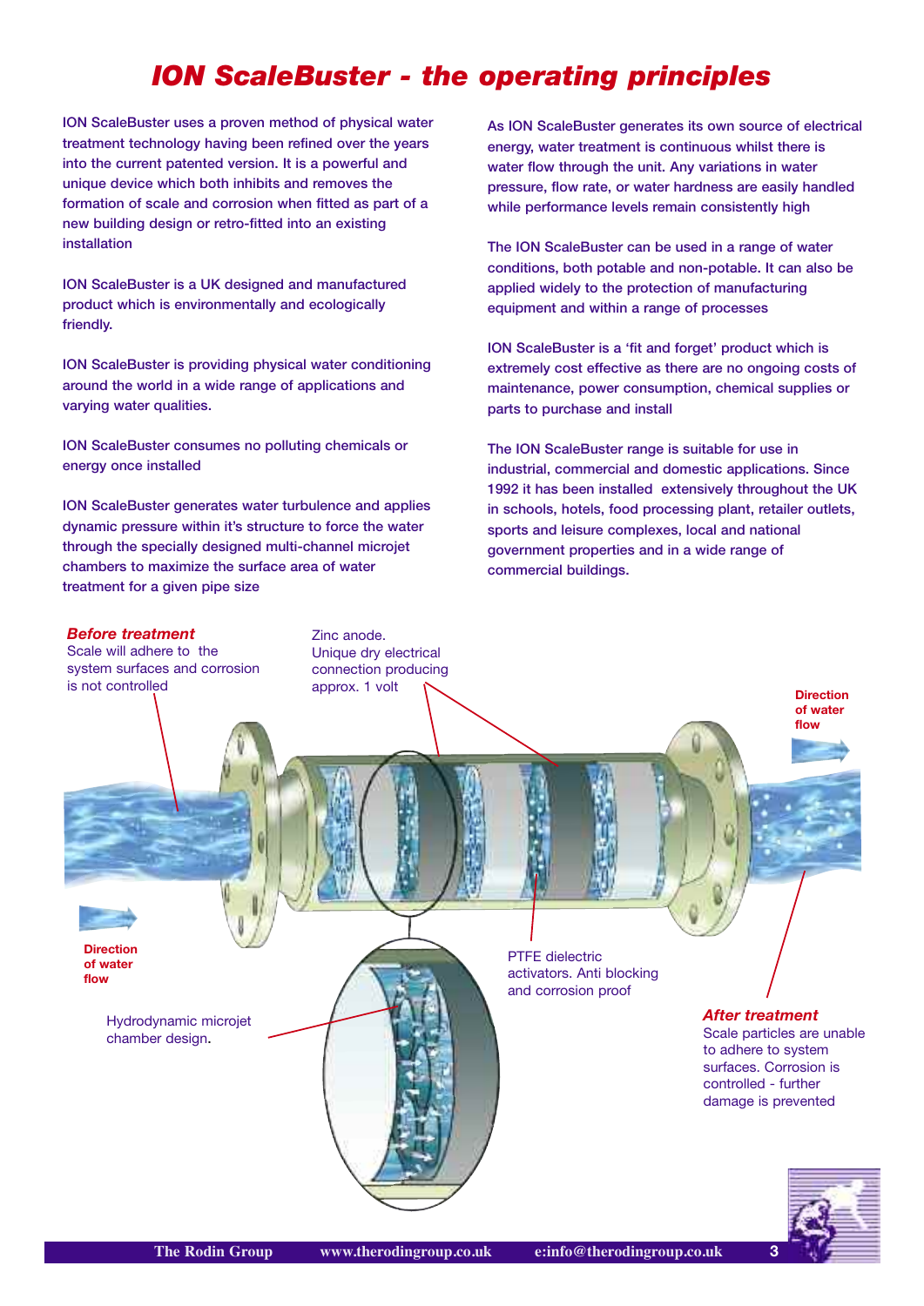# ION ScaleBuster - the operating principles

ION ScaleBuster uses a proven method of physical water treatment technology having been refined over the years into the current patented version. It is a powerful and unique device which both inhibits and removes the formation of scale and corrosion when fitted as part of a new building design or retro-fitted into an existing installation

ION ScaleBuster is a UK designed and manufactured product which is environmentally and ecologically friendly.

ION ScaleBuster is providing physical water conditioning around the world in a wide range of applications and varying water qualities.

ION ScaleBuster consumes no polluting chemicals or energy once installed

ION ScaleBuster generates water turbulence and applies dynamic pressure within it's structure to force the water through the specially designed multi-channel microjet chambers to maximize the surface area of water treatment for a given pipe size

As ION ScaleBuster generates its own source of electrical energy, water treatment is continuous whilst there is water flow through the unit. Any variations in water pressure, flow rate, or water hardness are easily handled while performance levels remain consistently high

The ION ScaleBuster can be used in a range of water conditions, both potable and non-potable. It can also be applied widely to the protection of manufacturing equipment and within a range of processes

ION ScaleBuster is a 'fit and forget' product which is extremely cost effective as there are no ongoing costs of maintenance, power consumption, chemical supplies or parts to purchase and install

The ION ScaleBuster range is suitable for use in industrial, commercial and domestic applications. Since 1992 it has been installed extensively throughout the UK in schools, hotels, food processing plant, retailer outlets, sports and leisure complexes, local and national government properties and in a wide range of commercial buildings.

***Before treatment***
Scale will adhere to the system surfaces and corrosion is not controlled

Zinc anode.
Unique dry electrical connection producing approx. 1 volt

**Direction of water flow**

**Direction of water flow**

PTFE dielectric activators. Anti blocking and corrosion proof

Hydrodynamic microjet chamber design.

***After treatment***
Scale particles are unable to adhere to system surfaces. Corrosion is controlled - further damage is prevented

The Rodin Group www.therodingroup.co.uk e:info@therodingroup.co.uk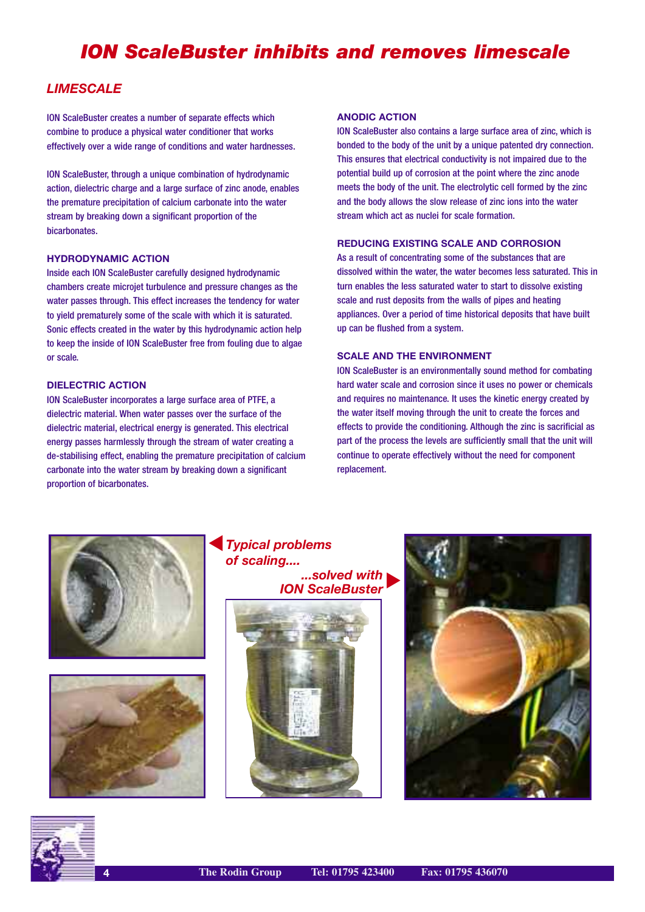# ION ScaleBuster inhibits and removes limescale

## LIMESCALE

ION ScaleBuster creates a number of separate effects which combine to produce a physical water conditioner that works effectively over a wide range of conditions and water hardnesses.

ION ScaleBuster, through a unique combination of hydrodynamic action, dielectric charge and a large surface of zinc anode, enables the premature precipitation of calcium carbonate into the water stream by breaking down a significant proportion of the bicarbonates.

### HYDRODYNAMIC ACTION

Inside each ION ScaleBuster carefully designed hydrodynamic chambers create microjet turbulence and pressure changes as the water passes through. This effect increases the tendency for water to yield prematurely some of the scale with which it is saturated. Sonic effects created in the water by this hydrodynamic action help to keep the inside of ION ScaleBuster free from fouling due to algae or scale.

### DIELECTRIC ACTION

ION ScaleBuster incorporates a large surface area of PTFE, a dielectric material. When water passes over the surface of the dielectric material, electrical energy is generated. This electrical energy passes harmlessly through the stream of water creating a de-stabilising effect, enabling the premature precipitation of calcium carbonate into the water stream by breaking down a significant proportion of bicarbonates.

### ANODIC ACTION

ION ScaleBuster also contains a large surface area of zinc, which is bonded to the body of the unit by a unique patented dry connection. This ensures that electrical conductivity is not impaired due to the potential build up of corrosion at the point where the zinc anode meets the body of the unit. The electrolytic cell formed by the zinc and the body allows the slow release of zinc ions into the water stream which act as nuclei for scale formation.

### REDUCING EXISTING SCALE AND CORROSION

As a result of concentrating some of the substances that are dissolved within the water, the water becomes less saturated. This in turn enables the less saturated water to start to dissolve existing scale and rust deposits from the walls of pipes and heating appliances. Over a period of time historical deposits that have built up can be flushed from a system.

### SCALE AND THE ENVIRONMENT

ION ScaleBuster is an environmentally sound method for combating hard water scale and corrosion since it uses no power or chemicals and requires no maintenance. It uses the kinetic energy created by the water itself moving through the unit to create the forces and effects to provide the conditioning. Although the zinc is sacrificial as part of the process the levels are sufficiently small that the unit will continue to operate effectively without the need for component replacement.

*Typical problems of scaling....*

*...solved with ION ScaleBuster*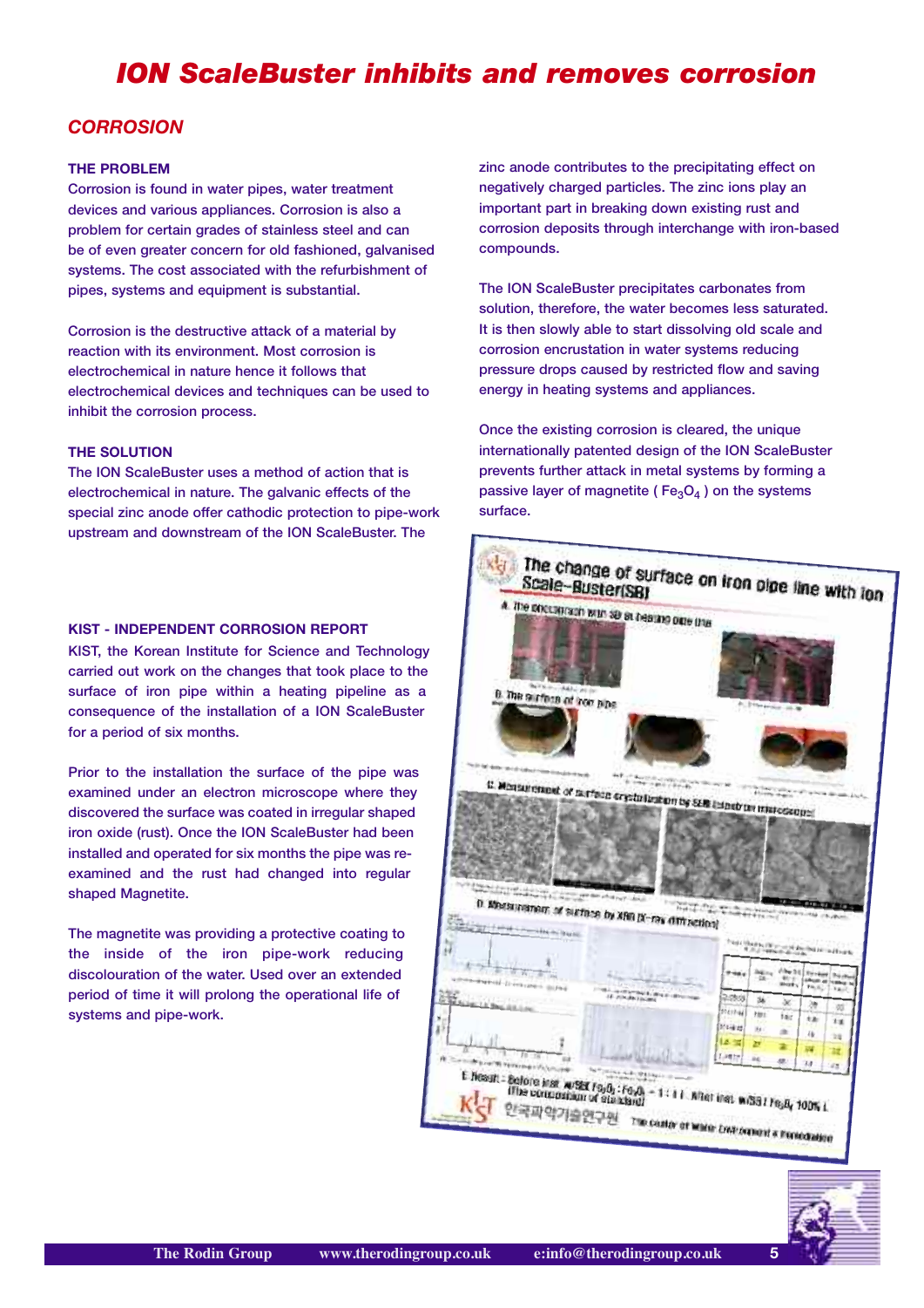# ION ScaleBuster inhibits and removes corrosion

## CORROSION

### THE PROBLEM

Corrosion is found in water pipes, water treatment devices and various appliances. Corrosion is also a problem for certain grades of stainless steel and can be of even greater concern for old fashioned, galvanised systems. The cost associated with the refurbishment of pipes, systems and equipment is substantial.

Corrosion is the destructive attack of a material by reaction with its environment. Most corrosion is electrochemical in nature hence it follows that electrochemical devices and techniques can be used to inhibit the corrosion process.

### THE SOLUTION

The ION ScaleBuster uses a method of action that is electrochemical in nature. The galvanic effects of the special zinc anode offer cathodic protection to pipe-work upstream and downstream of the ION ScaleBuster. The zinc anode contributes to the precipitating effect on negatively charged particles. The zinc ions play an important part in breaking down existing rust and corrosion deposits through interchange with iron-based compounds.

The ION ScaleBuster precipitates carbonates from solution, therefore, the water becomes less saturated. It is then slowly able to start dissolving old scale and corrosion encrustation in water systems reducing pressure drops caused by restricted flow and saving energy in heating systems and appliances.

Once the existing corrosion is cleared, the unique internationally patented design of the ION ScaleBuster prevents further attack in metal systems by forming a passive layer of magnetite ( $Fe_3O_4$ ) on the systems surface.

### KIST - INDEPENDENT CORROSION REPORT

KIST, the Korean Institute for Science and Technology carried out work on the changes that took place to the surface of iron pipe within a heating pipeline as a consequence of the installation of a ION ScaleBuster for a period of six months.

Prior to the installation the surface of the pipe was examined under an electron microscope where they discovered the surface was coated in irregular shaped iron oxide (rust). Once the ION ScaleBuster had been installed and operated for six months the pipe was re-examined and the rust had changed into regular shaped Magnetite.

The magnetite was providing a protective coating to the inside of the iron pipe-work reducing discolouration of the water. Used over an extended period of time it will prolong the operational life of systems and pipe-work.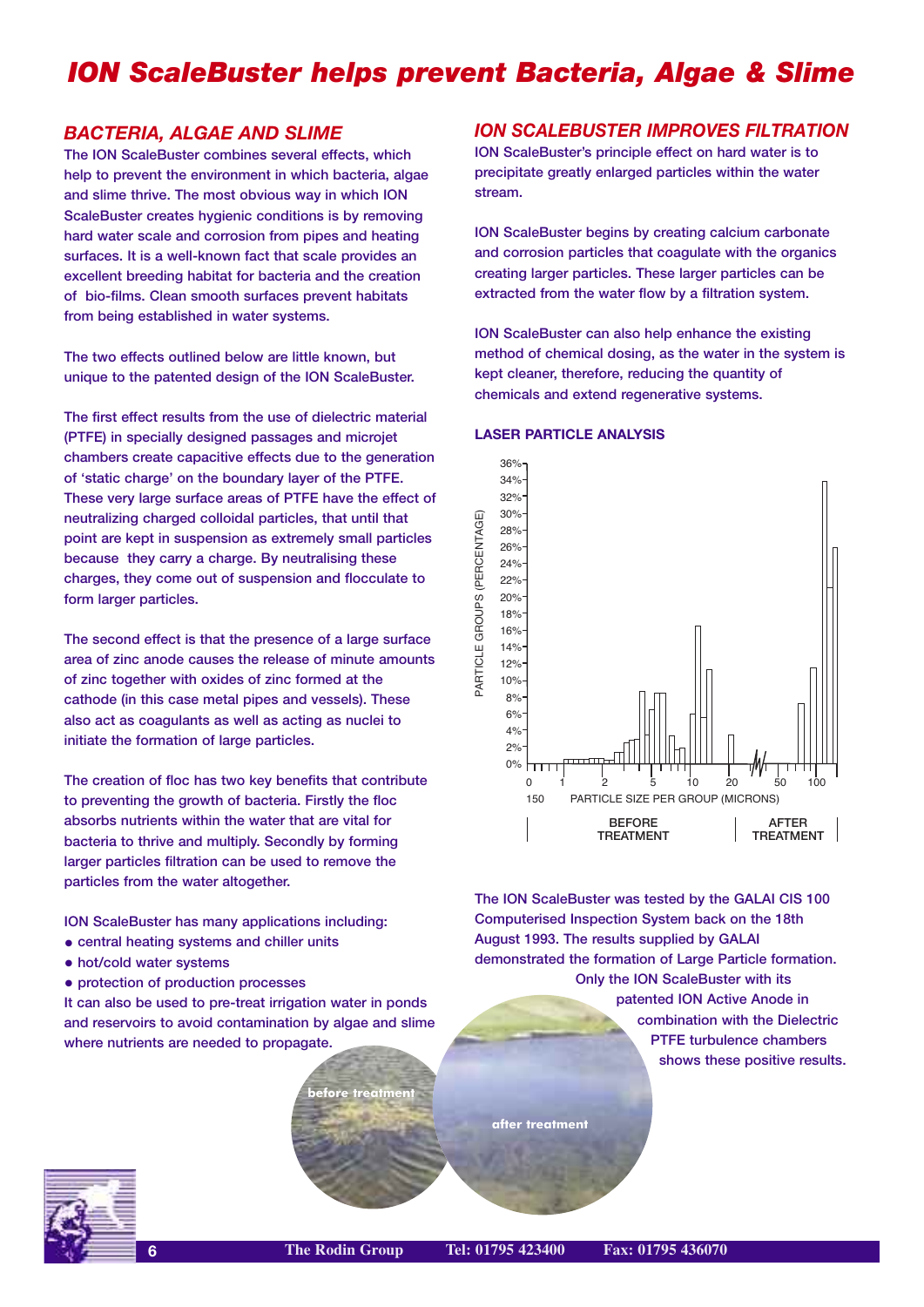# ION ScaleBuster helps prevent Bacteria, Algae & Slime

## BACTERIA, ALGAE AND SLIME

The ION ScaleBuster combines several effects, which help to prevent the environment in which bacteria, algae and slime thrive. The most obvious way in which ION ScaleBuster creates hygienic conditions is by removing hard water scale and corrosion from pipes and heating surfaces. It is a well-known fact that scale provides an excellent breeding habitat for bacteria and the creation of bio-films. Clean smooth surfaces prevent habitats from being established in water systems.

The two effects outlined below are little known, but unique to the patented design of the ION ScaleBuster.

The first effect results from the use of dielectric material (PTFE) in specially designed passages and microjet chambers create capacitive effects due to the generation of 'static charge' on the boundary layer of the PTFE. These very large surface areas of PTFE have the effect of neutralizing charged colloidal particles, that until that point are kept in suspension as extremely small particles because they carry a charge. By neutralising these charges, they come out of suspension and flocculate to form larger particles.

The second effect is that the presence of a large surface area of zinc anode causes the release of minute amounts of zinc together with oxides of zinc formed at the cathode (in this case metal pipes and vessels). These also act as coagulants as well as acting as nuclei to initiate the formation of large particles.

The creation of floc has two key benefits that contribute to preventing the growth of bacteria. Firstly the floc absorbs nutrients within the water that are vital for bacteria to thrive and multiply. Secondly by forming larger particles filtration can be used to remove the particles from the water altogether.

ION ScaleBuster has many applications including:

- central heating systems and chiller units
- hot/cold water systems
- protection of production processes

It can also be used to pre-treat irrigation water in ponds and reservoirs to avoid contamination by algae and slime where nutrients are needed to propagate.

before treatment

after treatment

## ION SCALEBUSTER IMPROVES FILTRATION

ION ScaleBuster's principle effect on hard water is to precipitate greatly enlarged particles within the water stream.

ION ScaleBuster begins by creating calcium carbonate and corrosion particles that coagulate with the organics creating larger particles. These larger particles can be extracted from the water flow by a filtration system.

ION ScaleBuster can also help enhance the existing method of chemical dosing, as the water in the system is kept cleaner, therefore, reducing the quantity of chemicals and extend regenerative systems.

### LASER PARTICLE ANALYSIS

PARTICLE GROUPS (PERCENTAGE) vs. PARTICLE SIZE PER GROUP (MICRONS) — BEFORE TREATMENT / AFTER TREATMENT

The ION ScaleBuster was tested by the GALAI CIS 100 Computerised Inspection System back on the 18th August 1993. The results supplied by GALAI demonstrated the formation of Large Particle formation. Only the ION ScaleBuster with its patented ION Active Anode in combination with the Dielectric PTFE turbulence chambers shows these positive results.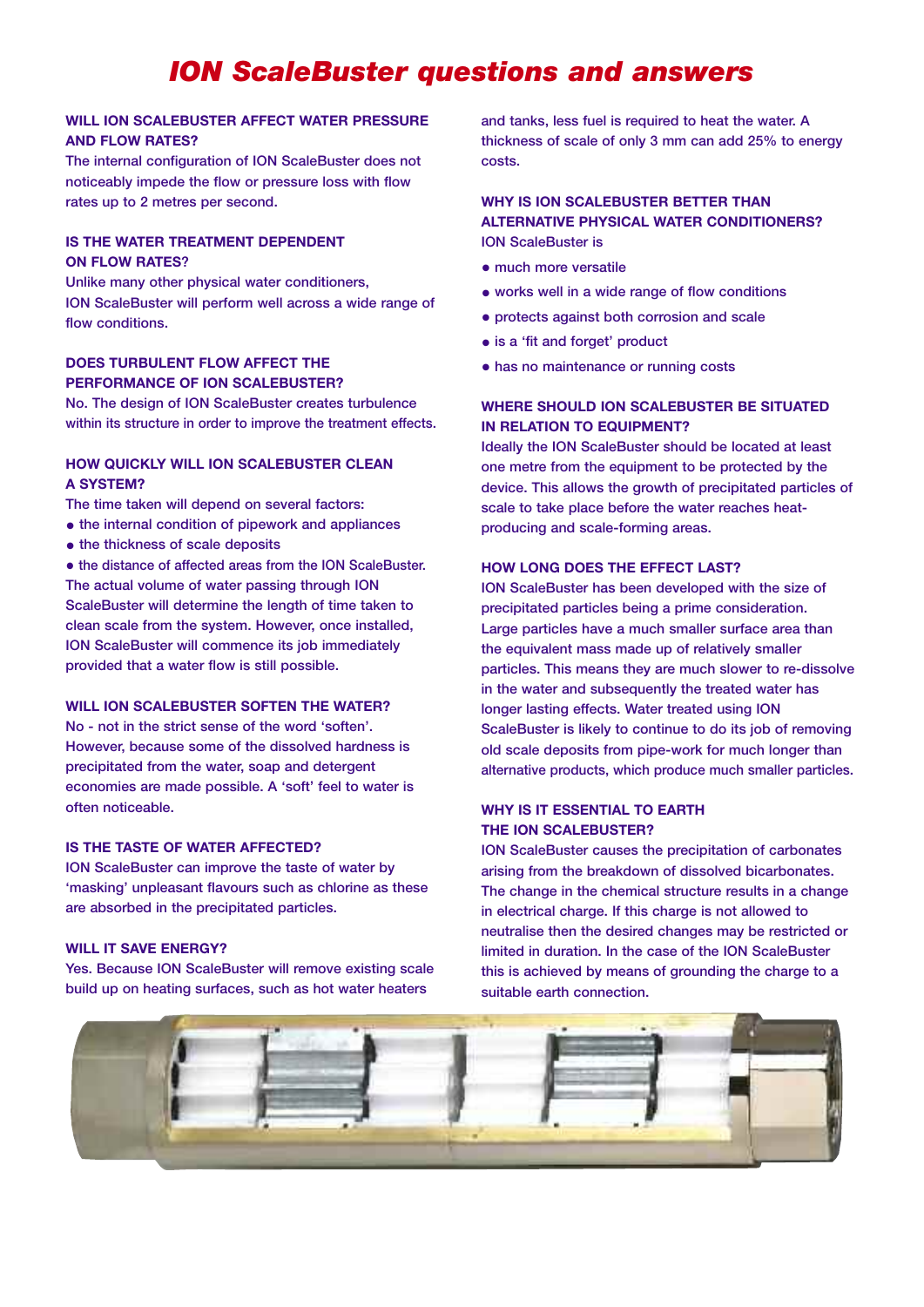# ION ScaleBuster questions and answers

### WILL ION SCALEBUSTER AFFECT WATER PRESSURE AND FLOW RATES?

The internal configuration of ION ScaleBuster does not noticeably impede the flow or pressure loss with flow rates up to 2 metres per second.

### IS THE WATER TREATMENT DEPENDENT ON FLOW RATES?

Unlike many other physical water conditioners, ION ScaleBuster will perform well across a wide range of flow conditions.

### DOES TURBULENT FLOW AFFECT THE PERFORMANCE OF ION SCALEBUSTER?

No. The design of ION ScaleBuster creates turbulence within its structure in order to improve the treatment effects.

### HOW QUICKLY WILL ION SCALEBUSTER CLEAN A SYSTEM?

The time taken will depend on several factors:

- the internal condition of pipework and appliances
- the thickness of scale deposits
- the distance of affected areas from the ION ScaleBuster.

The actual volume of water passing through ION ScaleBuster will determine the length of time taken to clean scale from the system. However, once installed, ION ScaleBuster will commence its job immediately provided that a water flow is still possible.

### WILL ION SCALEBUSTER SOFTEN THE WATER?

No - not in the strict sense of the word 'soften'. However, because some of the dissolved hardness is precipitated from the water, soap and detergent economies are made possible. A 'soft' feel to water is often noticeable.

### IS THE TASTE OF WATER AFFECTED?

ION ScaleBuster can improve the taste of water by 'masking' unpleasant flavours such as chlorine as these are absorbed in the precipitated particles.

### WILL IT SAVE ENERGY?

Yes. Because ION ScaleBuster will remove existing scale build up on heating surfaces, such as hot water heaters and tanks, less fuel is required to heat the water. A thickness of scale of only 3 mm can add 25% to energy costs.

### WHY IS ION SCALEBUSTER BETTER THAN ALTERNATIVE PHYSICAL WATER CONDITIONERS?

ION ScaleBuster is

- much more versatile
- works well in a wide range of flow conditions
- protects against both corrosion and scale
- is a 'fit and forget' product
- has no maintenance or running costs

### WHERE SHOULD ION SCALEBUSTER BE SITUATED IN RELATION TO EQUIPMENT?

Ideally the ION ScaleBuster should be located at least one metre from the equipment to be protected by the device. This allows the growth of precipitated particles of scale to take place before the water reaches heat-producing and scale-forming areas.

### HOW LONG DOES THE EFFECT LAST?

ION ScaleBuster has been developed with the size of precipitated particles being a prime consideration. Large particles have a much smaller surface area than the equivalent mass made up of relatively smaller particles. This means they are much slower to re-dissolve in the water and subsequently the treated water has longer lasting effects. Water treated using ION ScaleBuster is likely to continue to do its job of removing old scale deposits from pipe-work for much longer than alternative products, which produce much smaller particles.

### WHY IS IT ESSENTIAL TO EARTH THE ION SCALEBUSTER?

ION ScaleBuster causes the precipitation of carbonates arising from the breakdown of dissolved bicarbonates. The change in the chemical structure results in a change in electrical charge. If this charge is not allowed to neutralise then the desired changes may be restricted or limited in duration. In the case of the ION ScaleBuster this is achieved by means of grounding the charge to a suitable earth connection.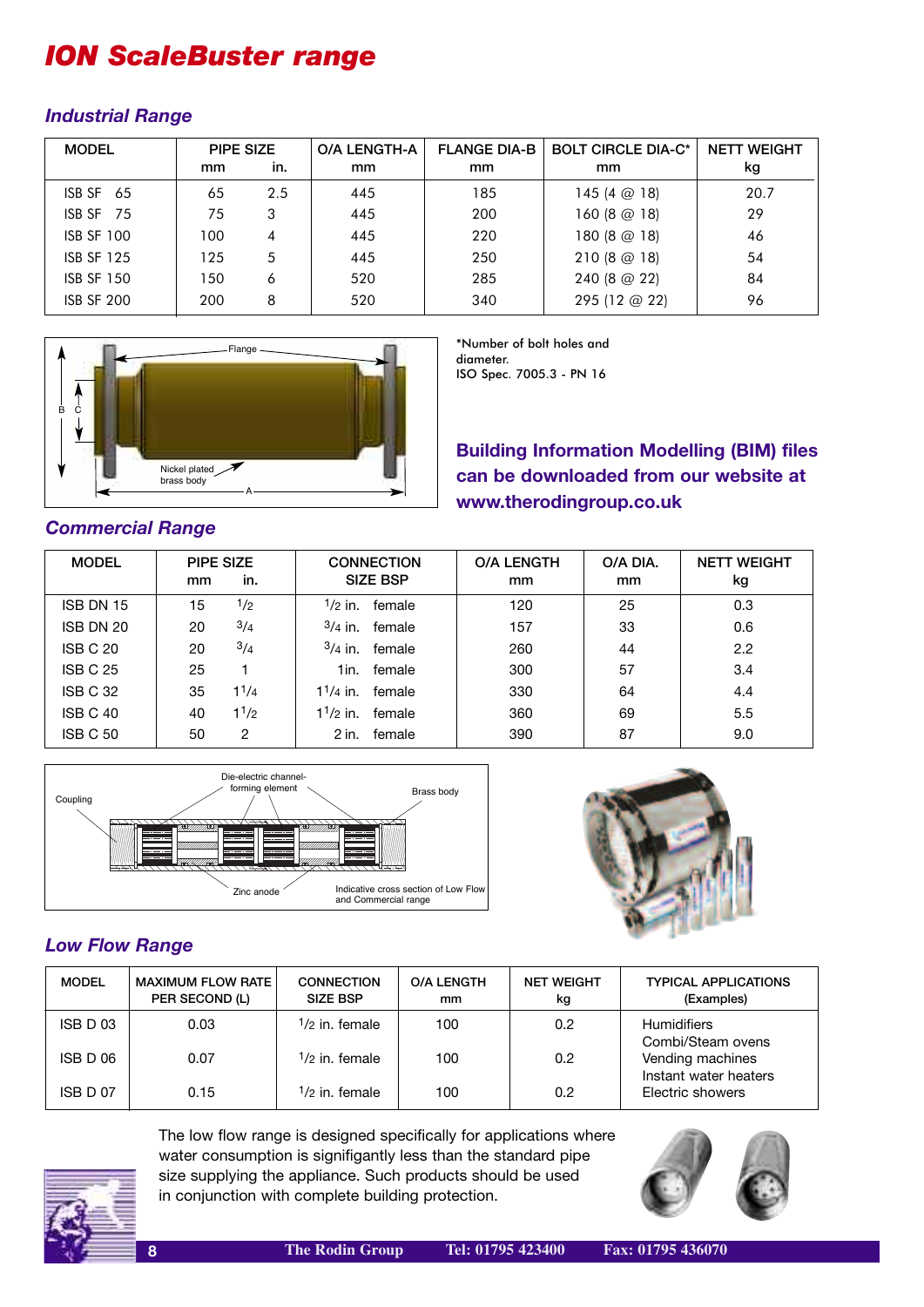# ION ScaleBuster range

## Industrial Range

| MODEL | PIPE SIZE mm | in. | O/A LENGTH-A mm | FLANGE DIA-B mm | BOLT CIRCLE DIA-C* mm | NETT WEIGHT kg |
|---|---|---|---|---|---|---|
| ISB SF 65 | 65 | 2.5 | 445 | 185 | 145 (4 @ 18) | 20.7 |
| ISB SF 75 | 75 | 3 | 445 | 200 | 160 (8 @ 18) | 29 |
| ISB SF 100 | 100 | 4 | 445 | 220 | 180 (8 @ 18) | 46 |
| ISB SF 125 | 125 | 5 | 445 | 250 | 210 (8 @ 18) | 54 |
| ISB SF 150 | 150 | 6 | 520 | 285 | 240 (8 @ 22) | 84 |
| ISB SF 200 | 200 | 8 | 520 | 340 | 295 (12 @ 22) | 96 |

Flange

B C

Nickel plated brass body

A

*Number of bolt holes and diameter.
ISO Spec. 7005.3 - PN 16

**Building Information Modelling (BIM) files can be downloaded from our website at www.therodingroup.co.uk**

## Commercial Range

| MODEL | PIPE SIZE mm | in. | CONNECTION SIZE BSP | O/A LENGTH mm | O/A DIA. mm | NETT WEIGHT kg |
|---|---|---|---|---|---|---|
| ISB DN 15 | 15 | 1/2 | 1/2 in. female | 120 | 25 | 0.3 |
| ISB DN 20 | 20 | 3/4 | 3/4 in. female | 157 | 33 | 0.6 |
| ISB C 20 | 20 | 3/4 | 3/4 in. female | 260 | 44 | 2.2 |
| ISB C 25 | 25 | 1 | 1in. female | 300 | 57 | 3.4 |
| ISB C 32 | 35 | 1 1/4 | 1 1/4 in. female | 330 | 64 | 4.4 |
| ISB C 40 | 40 | 1 1/2 | 1 1/2 in. female | 360 | 69 | 5.5 |
| ISB C 50 | 50 | 2 | 2 in. female | 390 | 87 | 9.0 |

Coupling — Die-electric channel-forming element — Brass body — Zinc anode

Indicative cross section of Low Flow and Commercial range

## Low Flow Range

| MODEL | MAXIMUM FLOW RATE PER SECOND (L) | CONNECTION SIZE BSP | O/A LENGTH mm | NET WEIGHT kg | TYPICAL APPLICATIONS (Examples) |
|---|---|---|---|---|---|
| ISB D 03 | 0.03 | 1/2 in. female | 100 | 0.2 | Humidifiers<br>Combi/Steam ovens |
| ISB D 06 | 0.07 | 1/2 in. female | 100 | 0.2 | Vending machines<br>Instant water heaters |
| ISB D 07 | 0.15 | 1/2 in. female | 100 | 0.2 | Electric showers |

The low flow range is designed specifically for applications where water consumption is signifigantly less than the standard pipe size supplying the appliance. Such products should be used in conjunction with complete building protection.

The Rodin Group    Tel: 01795 423400    Fax: 01795 436070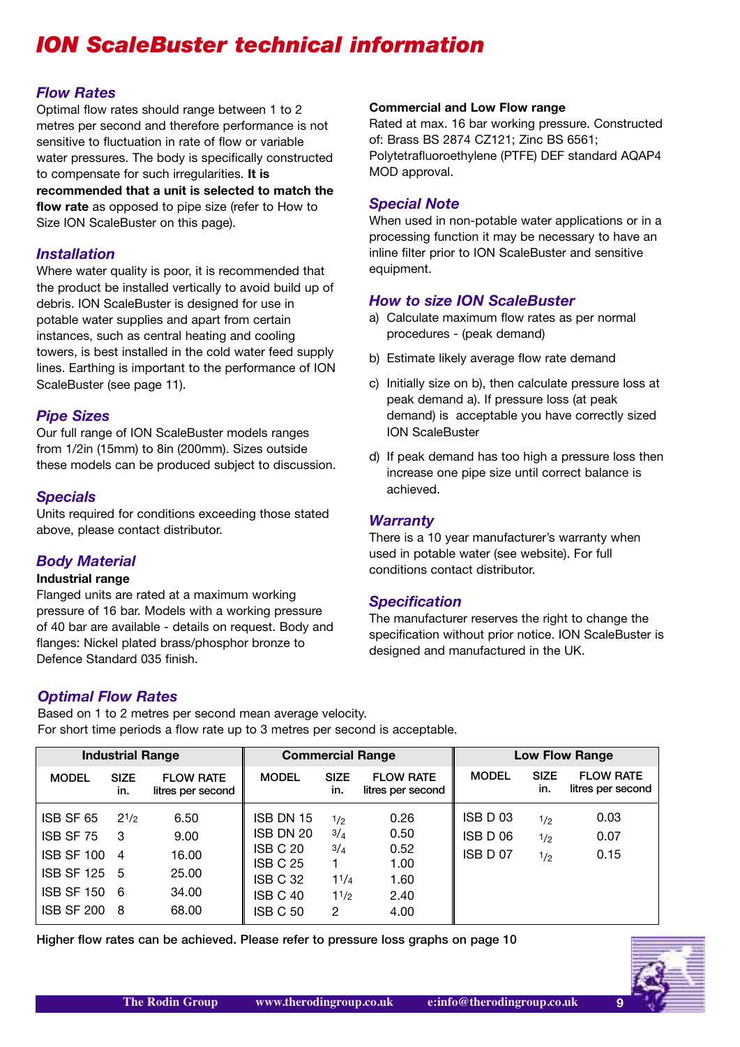# ION ScaleBuster technical information

## Flow Rates

Optimal flow rates should range between 1 to 2 metres per second and therefore performance is not sensitive to fluctuation in rate of flow or variable water pressures. The body is specifically constructed to compensate for such irregularities. **It is recommended that a unit is selected to match the flow rate** as opposed to pipe size (refer to How to Size ION ScaleBuster on this page).

## Installation

Where water quality is poor, it is recommended that the product be installed vertically to avoid build up of debris. ION ScaleBuster is designed for use in potable water supplies and apart from certain instances, such as central heating and cooling towers, is best installed in the cold water feed supply lines. Earthing is important to the performance of ION ScaleBuster (see page 11).

## Pipe Sizes

Our full range of ION ScaleBuster models ranges from 1/2in (15mm) to 8in (200mm). Sizes outside these models can be produced subject to discussion.

## Specials

Units required for conditions exceeding those stated above, please contact distributor.

## Body Material

**Industrial range**

Flanged units are rated at a maximum working pressure of 16 bar. Models with a working pressure of 40 bar are available - details on request. Body and flanges: Nickel plated brass/phosphor bronze to Defence Standard 035 finish.

**Commercial and Low Flow range**

Rated at max. 16 bar working pressure. Constructed of: Brass BS 2874 CZ121; Zinc BS 6561; Polytetrafluoroethylene (PTFE) DEF standard AQAP4 MOD approval.

## Special Note

When used in non-potable water applications or in a processing function it may be necessary to have an inline filter prior to ION ScaleBuster and sensitive equipment.

## How to size ION ScaleBuster

a) Calculate maximum flow rates as per normal procedures - (peak demand)

b) Estimate likely average flow rate demand

c) Initially size on b), then calculate pressure loss at peak demand a). If pressure loss (at peak demand) is acceptable you have correctly sized ION ScaleBuster

d) If peak demand has too high a pressure loss then increase one pipe size until correct balance is achieved.

## Warranty

There is a 10 year manufacturer's warranty when used in potable water (see website). For full conditions contact distributor.

## Specification

The manufacturer reserves the right to change the specification without prior notice. ION ScaleBuster is designed and manufactured in the UK.

## Optimal Flow Rates

Based on 1 to 2 metres per second mean average velocity.
For short time periods a flow rate up to 3 metres per second is acceptable.

| Industrial Range | | | Commercial Range | | | Low Flow Range | | |
|---|---|---|---|---|---|---|---|---|
| MODEL | SIZE in. | FLOW RATE litres per second | MODEL | SIZE in. | FLOW RATE litres per second | MODEL | SIZE in. | FLOW RATE litres per second |
| ISB SF 65 | 2 1/2 | 6.50 | ISB DN 15 | 1/2 | 0.26 | ISB D 03 | 1/2 | 0.03 |
| ISB SF 75 | 3 | 9.00 | ISB DN 20 | 3/4 | 0.50 | ISB D 06 | 1/2 | 0.07 |
| ISB SF 100 | 4 | 16.00 | ISB C 20 | 3/4 | 0.52 | ISB D 07 | 1/2 | 0.15 |
| ISB SF 125 | 5 | 25.00 | ISB C 25 | 1 | 1.00 | | | |
| ISB SF 150 | 6 | 34.00 | ISB C 32 | 1 1/4 | 1.60 | | | |
| ISB SF 200 | 8 | 68.00 | ISB C 40 | 1 1/2 | 2.40 | | | |
| | | | ISB C 50 | 2 | 4.00 | | | |

**Higher flow rates can be achieved. Please refer to pressure loss graphs on page 10**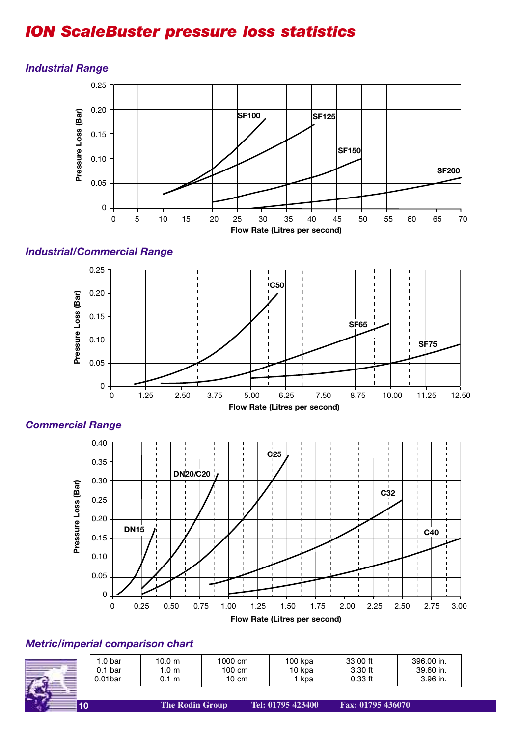# ION ScaleBuster pressure loss statistics

### Industrial Range

Pressure Loss (Bar) vs Flow Rate (Litres per second)

Curves: SF100, SF125, SF150, SF200

### Industrial/Commercial Range

Pressure Loss (Bar) vs Flow Rate (Litres per second)

Curves: C50, SF65, SF75

### Commercial Range

Pressure Loss (Bar) vs Flow Rate (Litres per second)

Curves: DN15, DN20/C20, C25, C32, C40

### Metric/imperial comparison chart

| | | | | | |
|---|---|---|---|---|---|
| 1.0 bar | 10.0 m | 1000 cm | 100 kpa | 33.00 ft | 396.00 in. |
| 0.1 bar | 1.0 m | 100 cm | 10 kpa | 3.30 ft | 39.60 in. |
| 0.01bar | 0.1 m | 10 cm | 1 kpa | 0.33 ft | 3.96 in. |

**The Rodin Group** **Tel: 01795 423400** **Fax: 01795 436070**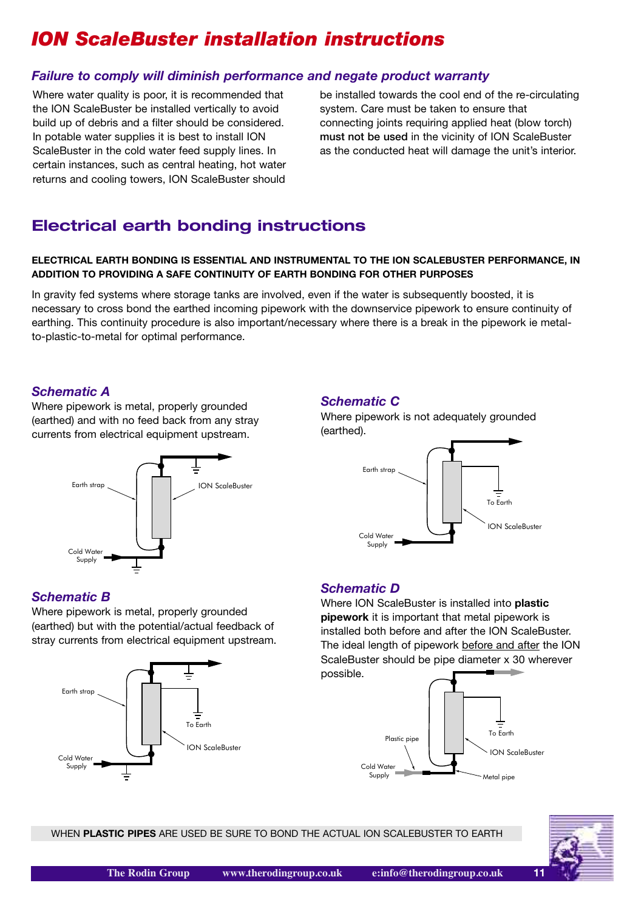# ION ScaleBuster installation instructions

### *Failure to comply will diminish performance and negate product warranty*

Where water quality is poor, it is recommended that the ION ScaleBuster be installed vertically to avoid build up of debris and a filter should be considered. In potable water supplies it is best to install ION ScaleBuster in the cold water feed supply lines. In certain instances, such as central heating, hot water returns and cooling towers, ION ScaleBuster should be installed towards the cool end of the re-circulating system. Care must be taken to ensure that connecting joints requiring applied heat (blow torch) **must not be used** in the vicinity of ION ScaleBuster as the conducted heat will damage the unit's interior.

## Electrical earth bonding instructions

**ELECTRICAL EARTH BONDING IS ESSENTIAL AND INSTRUMENTAL TO THE ION SCALEBUSTER PERFORMANCE, IN ADDITION TO PROVIDING A SAFE CONTINUITY OF EARTH BONDING FOR OTHER PURPOSES**

In gravity fed systems where storage tanks are involved, even if the water is subsequently boosted, it is necessary to cross bond the earthed incoming pipework with the downservice pipework to ensure continuity of earthing. This continuity procedure is also important/necessary where there is a break in the pipework ie metal-to-plastic-to-metal for optimal performance.

### *Schematic A*

Where pipework is metal, properly grounded (earthed) and with no feed back from any stray currents from electrical equipment upstream.

Earth strap
ION ScaleBuster
Cold Water Supply

### *Schematic B*

Where pipework is metal, properly grounded (earthed) but with the potential/actual feedback of stray currents from electrical equipment upstream.

Earth strap
To Earth
ION ScaleBuster
Cold Water Supply

### *Schematic C*

Where pipework is not adequately grounded (earthed).

Earth strap
To Earth
ION ScaleBuster
Cold Water Supply

### *Schematic D*

Where ION ScaleBuster is installed into **plastic pipework** it is important that metal pipework is installed both before and after the ION ScaleBuster. The ideal length of pipework before and after the ION ScaleBuster should be pipe diameter x 30 wherever possible.

Plastic pipe
To Earth
ION ScaleBuster
Cold Water Supply
Metal pipe

WHEN **PLASTIC PIPES** ARE USED BE SURE TO BOND THE ACTUAL ION SCALEBUSTER TO EARTH